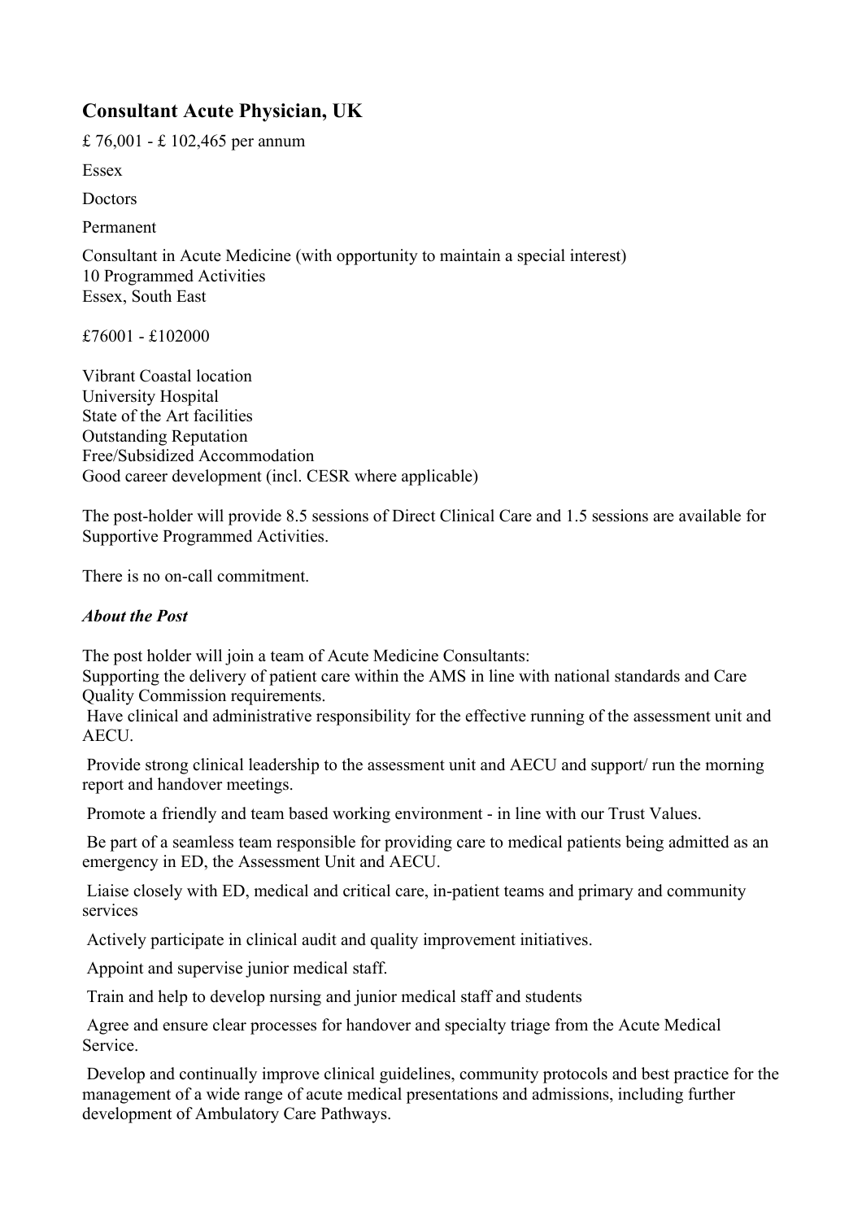## Consultant Acute Physician, UK

£ 76,001 - £ 102,465 per annum

Essex

Doctors

Permanent

Consultant in Acute Medicine (with opportunity to maintain a special interest)
10 Programmed Activities
Essex, South East

£76001 - £102000

Vibrant Coastal location
University Hospital
State of the Art facilities
Outstanding Reputation
Free/Subsidized Accommodation
Good career development (incl. CESR where applicable)

The post-holder will provide 8.5 sessions of Direct Clinical Care and 1.5 sessions are available for Supportive Programmed Activities.

There is no on-call commitment.

***About the Post***

The post holder will join a team of Acute Medicine Consultants:
Supporting the delivery of patient care within the AMS in line with national standards and Care Quality Commission requirements.

Have clinical and administrative responsibility for the effective running of the assessment unit and AECU.

Provide strong clinical leadership to the assessment unit and AECU and support/ run the morning report and handover meetings.

Promote a friendly and team based working environment - in line with our Trust Values.

Be part of a seamless team responsible for providing care to medical patients being admitted as an emergency in ED, the Assessment Unit and AECU.

Liaise closely with ED, medical and critical care, in-patient teams and primary and community services

Actively participate in clinical audit and quality improvement initiatives.

Appoint and supervise junior medical staff.

Train and help to develop nursing and junior medical staff and students

Agree and ensure clear processes for handover and specialty triage from the Acute Medical Service.

Develop and continually improve clinical guidelines, community protocols and best practice for the management of a wide range of acute medical presentations and admissions, including further development of Ambulatory Care Pathways.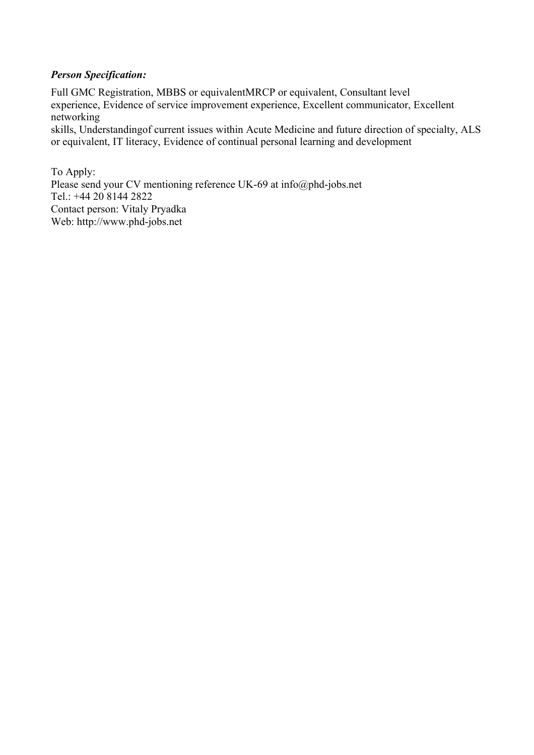***Person Specification:***

Full GMC Registration, MBBS or equivalentMRCP or equivalent, Consultant level experience, Evidence of service improvement experience, Excellent communicator, Excellent networking skills, Understandingof current issues within Acute Medicine and future direction of specialty, ALS or equivalent, IT literacy, Evidence of continual personal learning and development

To Apply:
Please send your CV mentioning reference UK-69 at info@phd-jobs.net
Tel.: +44 20 8144 2822
Contact person: Vitaly Pryadka
Web: http://www.phd-jobs.net